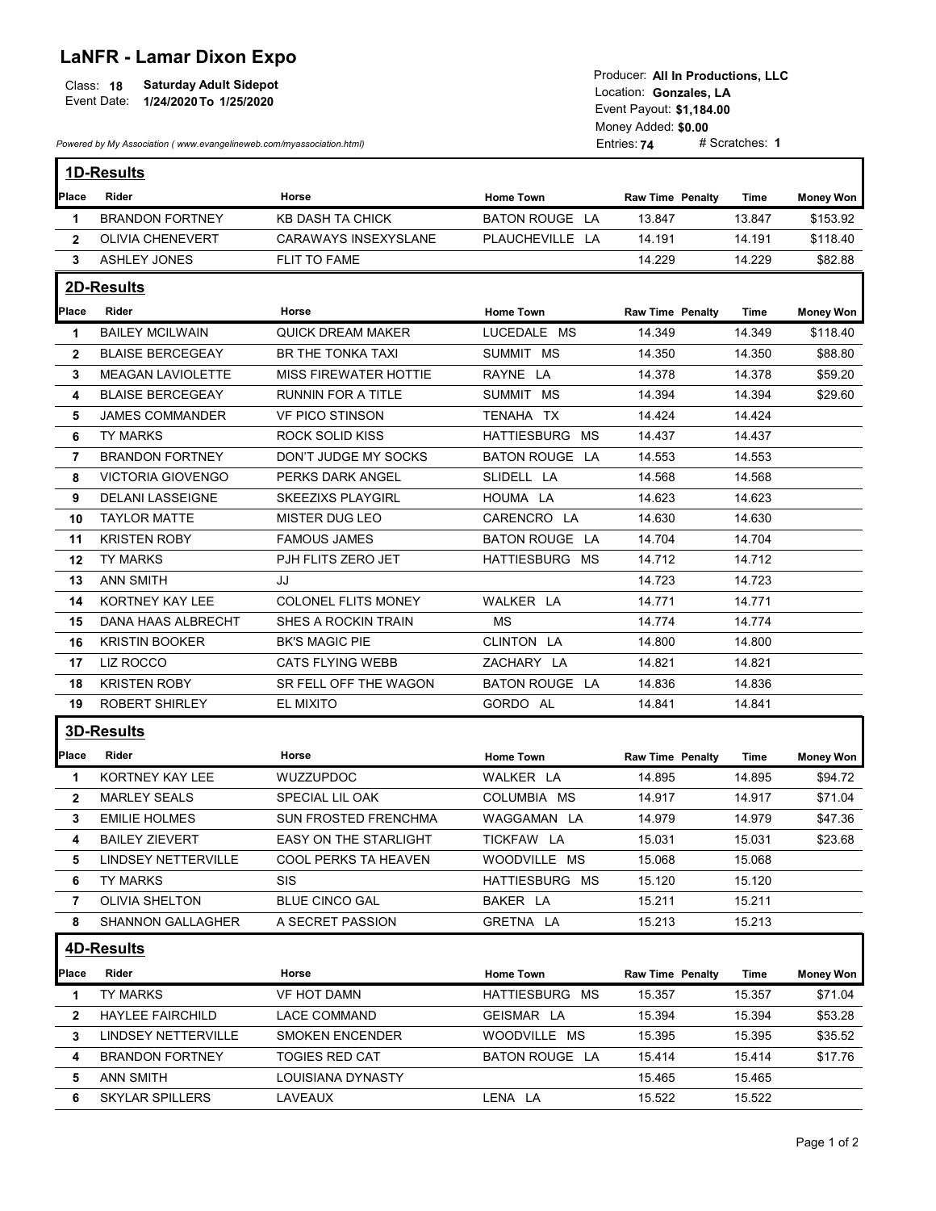# LaNFR - Lamar Dixon Expo

Class: **18** **Saturday Adult Sidepot**
Event Date: **1/24/2020 To 1/25/2020**

Producer: **All In Productions, LLC**
Location: **Gonzales, LA**
Event Payout: **$1,184.00**
Money Added: **$0.00**
Entries: **74** # Scratches: **1**

*Powered by My Association ( www.evangelineweb.com/myassociation.html)*

## 1D-Results

| Place | Rider | Horse | Home Town | Raw Time | Penalty | Time | Money Won |
|---|---|---|---|---|---|---|---|
| 1 | BRANDON FORTNEY | KB DASH TA CHICK | BATON ROUGE LA | 13.847 | | 13.847 | $153.92 |
| 2 | OLIVIA CHENEVERT | CARAWAYS INSEXYSLANE | PLAUCHEVILLE LA | 14.191 | | 14.191 | $118.40 |
| 3 | ASHLEY JONES | FLIT TO FAME | | 14.229 | | 14.229 | $82.88 |

## 2D-Results

| Place | Rider | Horse | Home Town | Raw Time | Penalty | Time | Money Won |
|---|---|---|---|---|---|---|---|
| 1 | BAILEY MCILWAIN | QUICK DREAM MAKER | LUCEDALE MS | 14.349 | | 14.349 | $118.40 |
| 2 | BLAISE BERCEGEAY | BR THE TONKA TAXI | SUMMIT MS | 14.350 | | 14.350 | $88.80 |
| 3 | MEAGAN LAVIOLETTE | MISS FIREWATER HOTTIE | RAYNE LA | 14.378 | | 14.378 | $59.20 |
| 4 | BLAISE BERCEGEAY | RUNNIN FOR A TITLE | SUMMIT MS | 14.394 | | 14.394 | $29.60 |
| 5 | JAMES COMMANDER | VF PICO STINSON | TENAHA TX | 14.424 | | 14.424 | |
| 6 | TY MARKS | ROCK SOLID KISS | HATTIESBURG MS | 14.437 | | 14.437 | |
| 7 | BRANDON FORTNEY | DON'T JUDGE MY SOCKS | BATON ROUGE LA | 14.553 | | 14.553 | |
| 8 | VICTORIA GIOVENGO | PERKS DARK ANGEL | SLIDELL LA | 14.568 | | 14.568 | |
| 9 | DELANI LASSEIGNE | SKEEZIXS PLAYGIRL | HOUMA LA | 14.623 | | 14.623 | |
| 10 | TAYLOR MATTE | MISTER DUG LEO | CARENCRO LA | 14.630 | | 14.630 | |
| 11 | KRISTEN ROBY | FAMOUS JAMES | BATON ROUGE LA | 14.704 | | 14.704 | |
| 12 | TY MARKS | PJH FLITS ZERO JET | HATTIESBURG MS | 14.712 | | 14.712 | |
| 13 | ANN SMITH | JJ | | 14.723 | | 14.723 | |
| 14 | KORTNEY KAY LEE | COLONEL FLITS MONEY | WALKER LA | 14.771 | | 14.771 | |
| 15 | DANA HAAS ALBRECHT | SHES A ROCKIN TRAIN | MS | 14.774 | | 14.774 | |
| 16 | KRISTIN BOOKER | BK'S MAGIC PIE | CLINTON LA | 14.800 | | 14.800 | |
| 17 | LIZ ROCCO | CATS FLYING WEBB | ZACHARY LA | 14.821 | | 14.821 | |
| 18 | KRISTEN ROBY | SR FELL OFF THE WAGON | BATON ROUGE LA | 14.836 | | 14.836 | |
| 19 | ROBERT SHIRLEY | EL MIXITO | GORDO AL | 14.841 | | 14.841 | |

## 3D-Results

| Place | Rider | Horse | Home Town | Raw Time | Penalty | Time | Money Won |
|---|---|---|---|---|---|---|---|
| 1 | KORTNEY KAY LEE | WUZZUPDOC | WALKER LA | 14.895 | | 14.895 | $94.72 |
| 2 | MARLEY SEALS | SPECIAL LIL OAK | COLUMBIA MS | 14.917 | | 14.917 | $71.04 |
| 3 | EMILIE HOLMES | SUN FROSTED FRENCHMA | WAGGAMAN LA | 14.979 | | 14.979 | $47.36 |
| 4 | BAILEY ZIEVERT | EASY ON THE STARLIGHT | TICKFAW LA | 15.031 | | 15.031 | $23.68 |
| 5 | LINDSEY NETTERVILLE | COOL PERKS TA HEAVEN | WOODVILLE MS | 15.068 | | 15.068 | |
| 6 | TY MARKS | SIS | HATTIESBURG MS | 15.120 | | 15.120 | |
| 7 | OLIVIA SHELTON | BLUE CINCO GAL | BAKER LA | 15.211 | | 15.211 | |
| 8 | SHANNON GALLAGHER | A SECRET PASSION | GRETNA LA | 15.213 | | 15.213 | |

## 4D-Results

| Place | Rider | Horse | Home Town | Raw Time | Penalty | Time | Money Won |
|---|---|---|---|---|---|---|---|
| 1 | TY MARKS | VF HOT DAMN | HATTIESBURG MS | 15.357 | | 15.357 | $71.04 |
| 2 | HAYLEE FAIRCHILD | LACE COMMAND | GEISMAR LA | 15.394 | | 15.394 | $53.28 |
| 3 | LINDSEY NETTERVILLE | SMOKEN ENCENDER | WOODVILLE MS | 15.395 | | 15.395 | $35.52 |
| 4 | BRANDON FORTNEY | TOGIES RED CAT | BATON ROUGE LA | 15.414 | | 15.414 | $17.76 |
| 5 | ANN SMITH | LOUISIANA DYNASTY | | 15.465 | | 15.465 | |
| 6 | SKYLAR SPILLERS | LAVEAUX | LENA LA | 15.522 | | 15.522 | |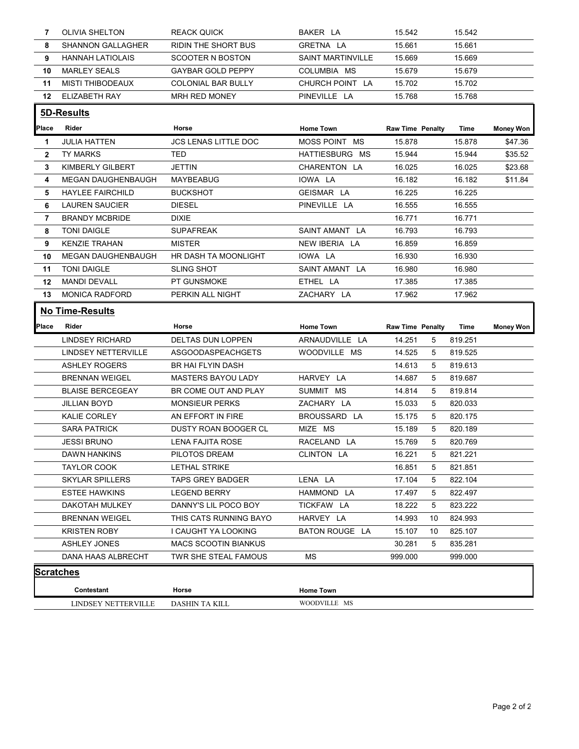| | | | | | | | |
|---|---|---|---|---|---|---|---|
| 7 | OLIVIA SHELTON | REACK QUICK | BAKER LA | 15.542 | | 15.542 | |
| 8 | SHANNON GALLAGHER | RIDIN THE SHORT BUS | GRETNA LA | 15.661 | | 15.661 | |
| 9 | HANNAH LATIOLAIS | SCOOTER N BOSTON | SAINT MARTINVILLE | 15.669 | | 15.669 | |
| 10 | MARLEY SEALS | GAYBAR GOLD PEPPY | COLUMBIA MS | 15.679 | | 15.679 | |
| 11 | MISTI THIBODEAUX | COLONIAL BAR BULLY | CHURCH POINT LA | 15.702 | | 15.702 | |
| 12 | ELIZABETH RAY | MRH RED MONEY | PINEVILLE LA | 15.768 | | 15.768 | |

## 5D-Results

| Place | Rider | Horse | Home Town | Raw Time | Penalty | Time | Money Won |
|---|---|---|---|---|---|---|---|
| 1 | JULIA HATTEN | JCS LENAS LITTLE DOC | MOSS POINT MS | 15.878 | | 15.878 | $47.36 |
| 2 | TY MARKS | TED | HATTIESBURG MS | 15.944 | | 15.944 | $35.52 |
| 3 | KIMBERLY GILBERT | JETTIN | CHARENTON LA | 16.025 | | 16.025 | $23.68 |
| 4 | MEGAN DAUGHENBAUGH | MAYBEABUG | IOWA LA | 16.182 | | 16.182 | $11.84 |
| 5 | HAYLEE FAIRCHILD | BUCKSHOT | GEISMAR LA | 16.225 | | 16.225 | |
| 6 | LAUREN SAUCIER | DIESEL | PINEVILLE LA | 16.555 | | 16.555 | |
| 7 | BRANDY MCBRIDE | DIXIE | | 16.771 | | 16.771 | |
| 8 | TONI DAIGLE | SUPAFREAK | SAINT AMANT LA | 16.793 | | 16.793 | |
| 9 | KENZIE TRAHAN | MISTER | NEW IBERIA LA | 16.859 | | 16.859 | |
| 10 | MEGAN DAUGHENBAUGH | HR DASH TA MOONLIGHT | IOWA LA | 16.930 | | 16.930 | |
| 11 | TONI DAIGLE | SLING SHOT | SAINT AMANT LA | 16.980 | | 16.980 | |
| 12 | MANDI DEVALL | PT GUNSMOKE | ETHEL LA | 17.385 | | 17.385 | |
| 13 | MONICA RADFORD | PERKIN ALL NIGHT | ZACHARY LA | 17.962 | | 17.962 | |

## No Time-Results

| Place | Rider | Horse | Home Town | Raw Time | Penalty | Time | Money Won |
|---|---|---|---|---|---|---|---|
| | LINDSEY RICHARD | DELTAS DUN LOPPEN | ARNAUDVILLE LA | 14.251 | 5 | 819.251 | |
| | LINDSEY NETTERVILLE | ASGOODASPEACHGETS | WOODVILLE MS | 14.525 | 5 | 819.525 | |
| | ASHLEY ROGERS | BR HAI FLYIN DASH | | 14.613 | 5 | 819.613 | |
| | BRENNAN WEIGEL | MASTERS BAYOU LADY | HARVEY LA | 14.687 | 5 | 819.687 | |
| | BLAISE BERCEGEAY | BR COME OUT AND PLAY | SUMMIT MS | 14.814 | 5 | 819.814 | |
| | JILLIAN BOYD | MONSIEUR PERKS | ZACHARY LA | 15.033 | 5 | 820.033 | |
| | KALIE CORLEY | AN EFFORT IN FIRE | BROUSSARD LA | 15.175 | 5 | 820.175 | |
| | SARA PATRICK | DUSTY ROAN BOOGER CL | MIZE MS | 15.189 | 5 | 820.189 | |
| | JESSI BRUNO | LENA FAJITA ROSE | RACELAND LA | 15.769 | 5 | 820.769 | |
| | DAWN HANKINS | PILOTOS DREAM | CLINTON LA | 16.221 | 5 | 821.221 | |
| | TAYLOR COOK | LETHAL STRIKE | | 16.851 | 5 | 821.851 | |
| | SKYLAR SPILLERS | TAPS GREY BADGER | LENA LA | 17.104 | 5 | 822.104 | |
| | ESTEE HAWKINS | LEGEND BERRY | HAMMOND LA | 17.497 | 5 | 822.497 | |
| | DAKOTAH MULKEY | DANNY'S LIL POCO BOY | TICKFAW LA | 18.222 | 5 | 823.222 | |
| | BRENNAN WEIGEL | THIS CATS RUNNING BAYO | HARVEY LA | 14.993 | 10 | 824.993 | |
| | KRISTEN ROBY | I CAUGHT YA LOOKING | BATON ROUGE LA | 15.107 | 10 | 825.107 | |
| | ASHLEY JONES | MACS SCOOTIN BIANKUS | | 30.281 | 5 | 835.281 | |
| | DANA HAAS ALBRECHT | TWR SHE STEAL FAMOUS | MS | 999.000 | | 999.000 | |

## Scratches

| Contestant | Horse | Home Town |
|---|---|---|
| LINDSEY NETTERVILLE | DASHIN TA KILL | WOODVILLE MS |